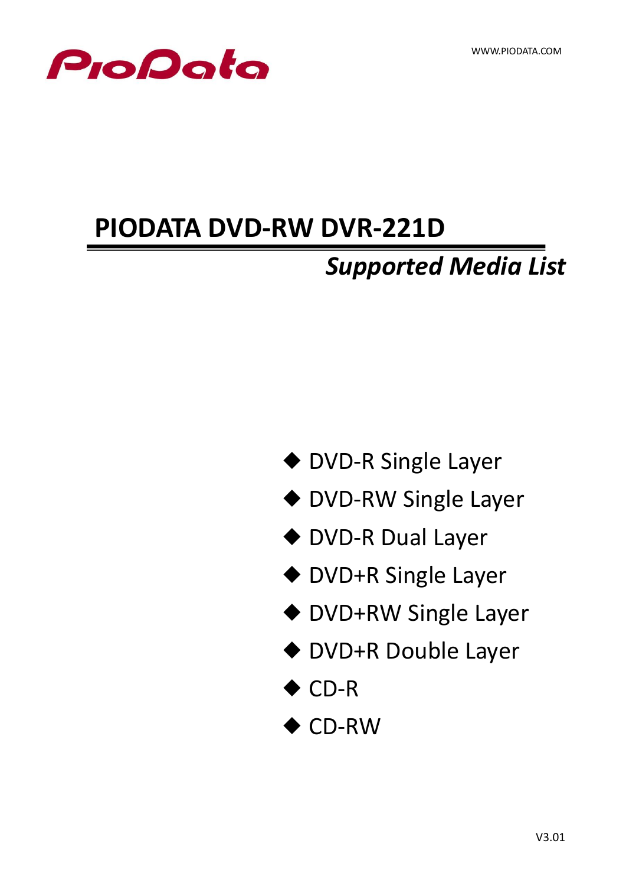PioData

WWW.PIODATA.COM

# PIODATA DVD-RW DVR-221D

## *Supported Media List*

- DVD-R Single Layer
- DVD-RW Single Layer
- DVD-R Dual Layer
- DVD+R Single Layer
- DVD+RW Single Layer
- DVD+R Double Layer
- CD-R
- CD-RW

V3.01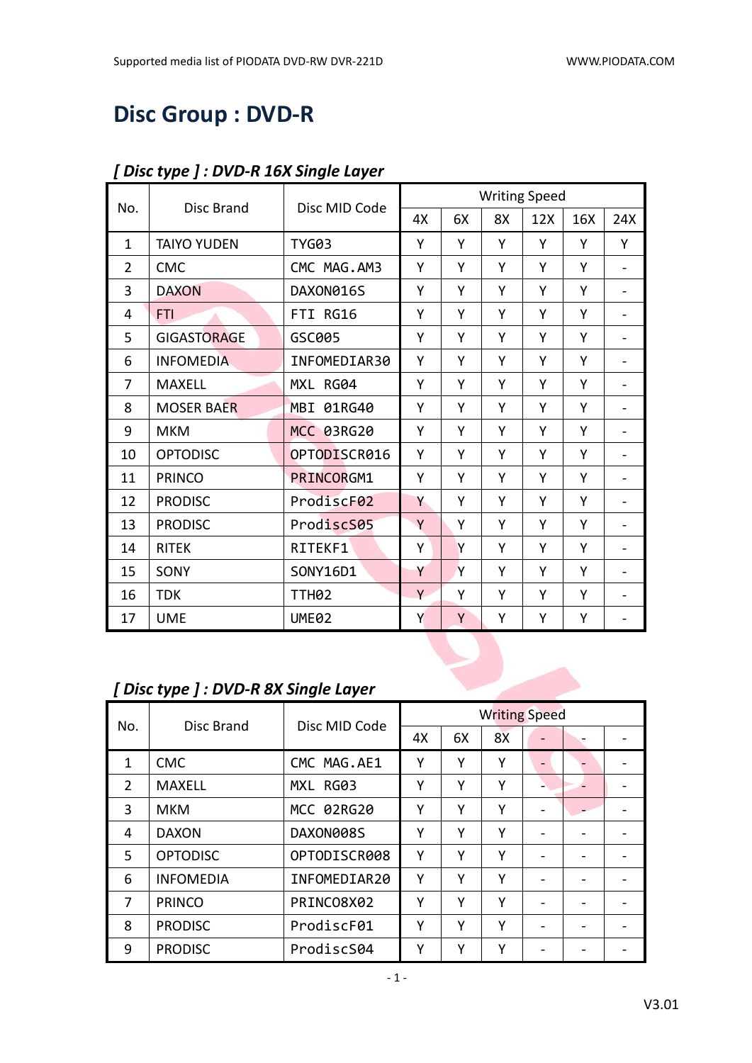# Disc Group : DVD-R

## *[ Disc type ] : DVD-R 16X Single Layer*

| No. | Disc Brand | Disc MID Code | Writing Speed | | | | | |
|---|---|---|---|---|---|---|---|---|
| | | | 4X | 6X | 8X | 12X | 16X | 24X |
| 1 | TAIYO YUDEN | TYG03 | Y | Y | Y | Y | Y | Y |
| 2 | CMC | CMC MAG.AM3 | Y | Y | Y | Y | Y | - |
| 3 | DAXON | DAXON016S | Y | Y | Y | Y | Y | - |
| 4 | FTI | FTI RG16 | Y | Y | Y | Y | Y | - |
| 5 | GIGASTORAGE | GSC005 | Y | Y | Y | Y | Y | - |
| 6 | INFOMEDIA | INFOMEDIAR30 | Y | Y | Y | Y | Y | - |
| 7 | MAXELL | MXL RG04 | Y | Y | Y | Y | Y | - |
| 8 | MOSER BAER | MBI 01RG40 | Y | Y | Y | Y | Y | - |
| 9 | MKM | MCC 03RG20 | Y | Y | Y | Y | Y | - |
| 10 | OPTODISC | OPTODISCR016 | Y | Y | Y | Y | Y | - |
| 11 | PRINCO | PRINCORGM1 | Y | Y | Y | Y | Y | - |
| 12 | PRODISC | ProdiscF02 | Y | Y | Y | Y | Y | - |
| 13 | PRODISC | ProdiscS05 | Y | Y | Y | Y | Y | - |
| 14 | RITEK | RITEKF1 | Y | Y | Y | Y | Y | - |
| 15 | SONY | SONY16D1 | Y | Y | Y | Y | Y | - |
| 16 | TDK | TTH02 | Y | Y | Y | Y | Y | - |
| 17 | UME | UME02 | Y | Y | Y | Y | Y | - |

## *[ Disc type ] : DVD-R 8X Single Layer*

| No. | Disc Brand | Disc MID Code | Writing Speed | | | | | |
|---|---|---|---|---|---|---|---|---|
| | | | 4X | 6X | 8X | - | - | - |
| 1 | CMC | CMC MAG.AE1 | Y | Y | Y | - | - | - |
| 2 | MAXELL | MXL RG03 | Y | Y | Y | - | - | - |
| 3 | MKM | MCC 02RG20 | Y | Y | Y | - | - | - |
| 4 | DAXON | DAXON008S | Y | Y | Y | - | - | - |
| 5 | OPTODISC | OPTODISCR008 | Y | Y | Y | - | - | - |
| 6 | INFOMEDIA | INFOMEDIAR20 | Y | Y | Y | - | - | - |
| 7 | PRINCO | PRINCO8X02 | Y | Y | Y | - | - | - |
| 8 | PRODISC | ProdiscF01 | Y | Y | Y | - | - | - |
| 9 | PRODISC | ProdiscS04 | Y | Y | Y | - | - | - |

V3.01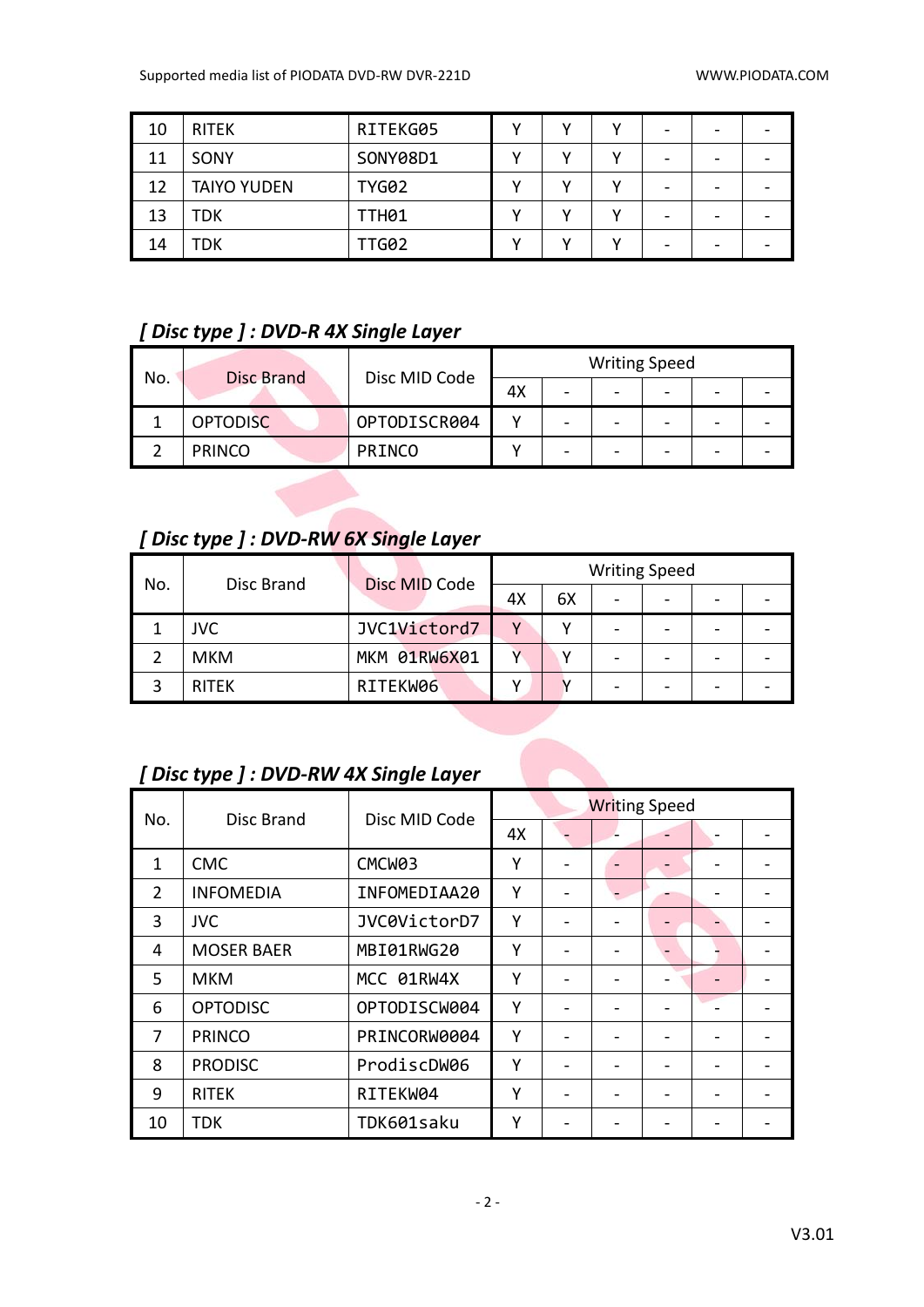| 10 | RITEK | RITEKG05 | Y | Y | Y | - | - | - |
|---|---|---|---|---|---|---|---|---|
| 11 | SONY | SONY08D1 | Y | Y | Y | - | - | - |
| 12 | TAIYO YUDEN | TYG02 | Y | Y | Y | - | - | - |
| 13 | TDK | TTH01 | Y | Y | Y | - | - | - |
| 14 | TDK | TTG02 | Y | Y | Y | - | - | - |

### *[ Disc type ] : DVD-R 4X Single Layer*

| No. | Disc Brand | Disc MID Code | Writing Speed | | | | | |
|---|---|---|---|---|---|---|---|---|
| | | | 4X | - | - | - | - | - |
| 1 | OPTODISC | OPTODISCR004 | Y | - | - | - | - | - |
| 2 | PRINCO | PRINCO | Y | - | - | - | - | - |

### *[ Disc type ] : DVD-RW 6X Single Layer*

| No. | Disc Brand | Disc MID Code | Writing Speed | | | | | |
|---|---|---|---|---|---|---|---|---|
| | | | 4X | 6X | - | - | - | - |
| 1 | JVC | JVC1Victord7 | Y | Y | - | - | - | - |
| 2 | MKM | MKM 01RW6X01 | Y | Y | - | - | - | - |
| 3 | RITEK | RITEKW06 | Y | Y | - | - | - | - |

### *[ Disc type ] : DVD-RW 4X Single Layer*

| No. | Disc Brand | Disc MID Code | Writing Speed | | | | | |
|---|---|---|---|---|---|---|---|---|
| | | | 4X | - | - | - | - | - |
| 1 | CMC | CMCW03 | Y | - | - | - | - | - |
| 2 | INFOMEDIA | INFOMEDIAA20 | Y | - | - | - | - | - |
| 3 | JVC | JVC0VictorD7 | Y | - | - | - | - | - |
| 4 | MOSER BAER | MBI01RWG20 | Y | - | - | - | - | - |
| 5 | MKM | MCC 01RW4X | Y | - | - | - | - | - |
| 6 | OPTODISC | OPTODISCW004 | Y | - | - | - | - | - |
| 7 | PRINCO | PRINCORW0004 | Y | - | - | - | - | - |
| 8 | PRODISC | ProdiscDW06 | Y | - | - | - | - | - |
| 9 | RITEK | RITEKW04 | Y | - | - | - | - | - |
| 10 | TDK | TDK601saku | Y | - | - | - | - | - |

V3.01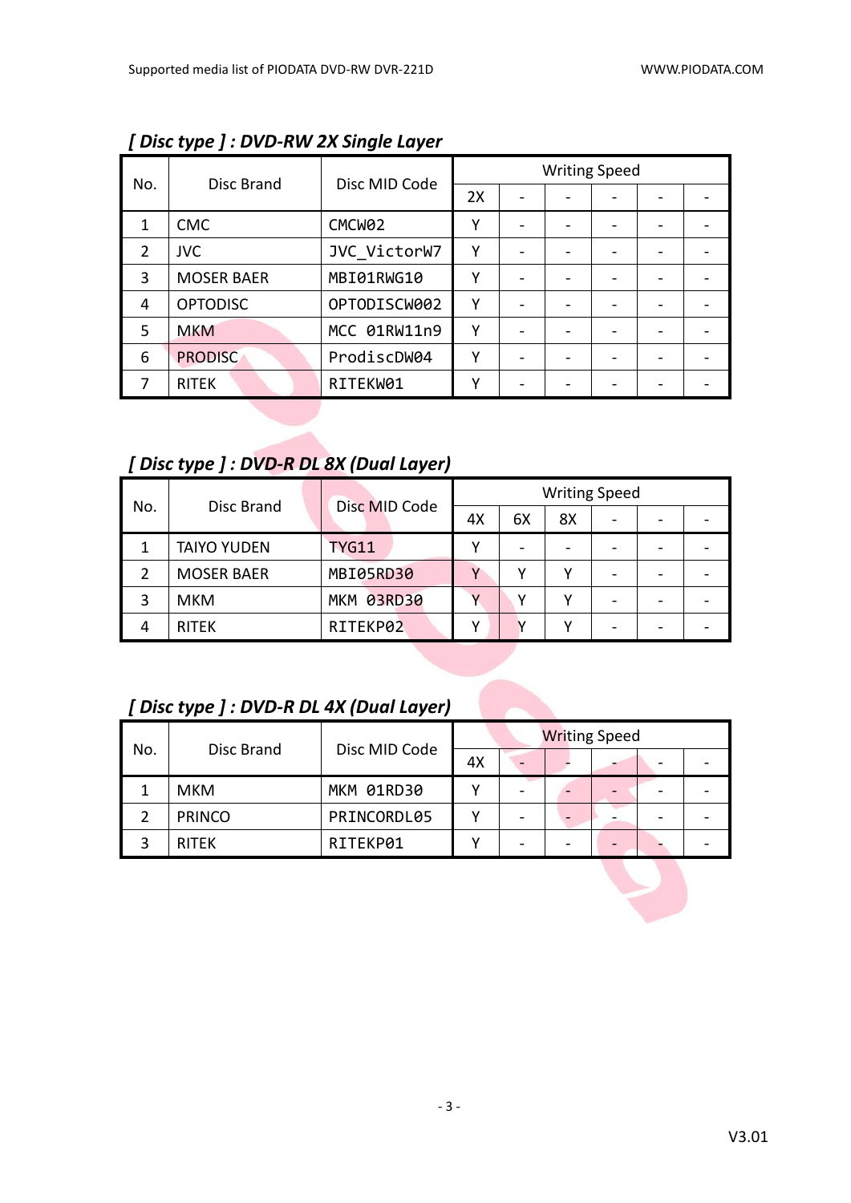### *[ Disc type ] : DVD-RW 2X Single Layer*

| No. | Disc Brand | Disc MID Code | Writing Speed | | | | | |
|---|---|---|---|---|---|---|---|---|
| | | | 2X | - | - | - | - | - |
| 1 | CMC | CMCW02 | Y | - | - | - | - | - |
| 2 | JVC | JVC_VictorW7 | Y | - | - | - | - | - |
| 3 | MOSER BAER | MBI01RWG10 | Y | - | - | - | - | - |
| 4 | OPTODISC | OPTODISCW002 | Y | - | - | - | - | - |
| 5 | MKM | MCC 01RW11n9 | Y | - | - | - | - | - |
| 6 | PRODISC | ProdiscDW04 | Y | - | - | - | - | - |
| 7 | RITEK | RITEKW01 | Y | - | - | - | - | - |

### *[ Disc type ] : DVD-R DL 8X (Dual Layer)*

| No. | Disc Brand | Disc MID Code | Writing Speed | | | | | |
|---|---|---|---|---|---|---|---|---|
| | | | 4X | 6X | 8X | - | - | - |
| 1 | TAIYO YUDEN | TYG11 | Y | - | - | - | - | - |
| 2 | MOSER BAER | MBI05RD30 | Y | Y | Y | - | - | - |
| 3 | MKM | MKM 03RD30 | Y | Y | Y | - | - | - |
| 4 | RITEK | RITEKP02 | Y | Y | Y | - | - | - |

### *[ Disc type ] : DVD-R DL 4X (Dual Layer)*

| No. | Disc Brand | Disc MID Code | Writing Speed | | | | | |
|---|---|---|---|---|---|---|---|---|
| | | | 4X | - | - | - | - | - |
| 1 | MKM | MKM 01RD30 | Y | - | - | - | - | - |
| 2 | PRINCO | PRINCORDL05 | Y | - | - | - | - | - |
| 3 | RITEK | RITEKP01 | Y | - | - | - | - | - |

V3.01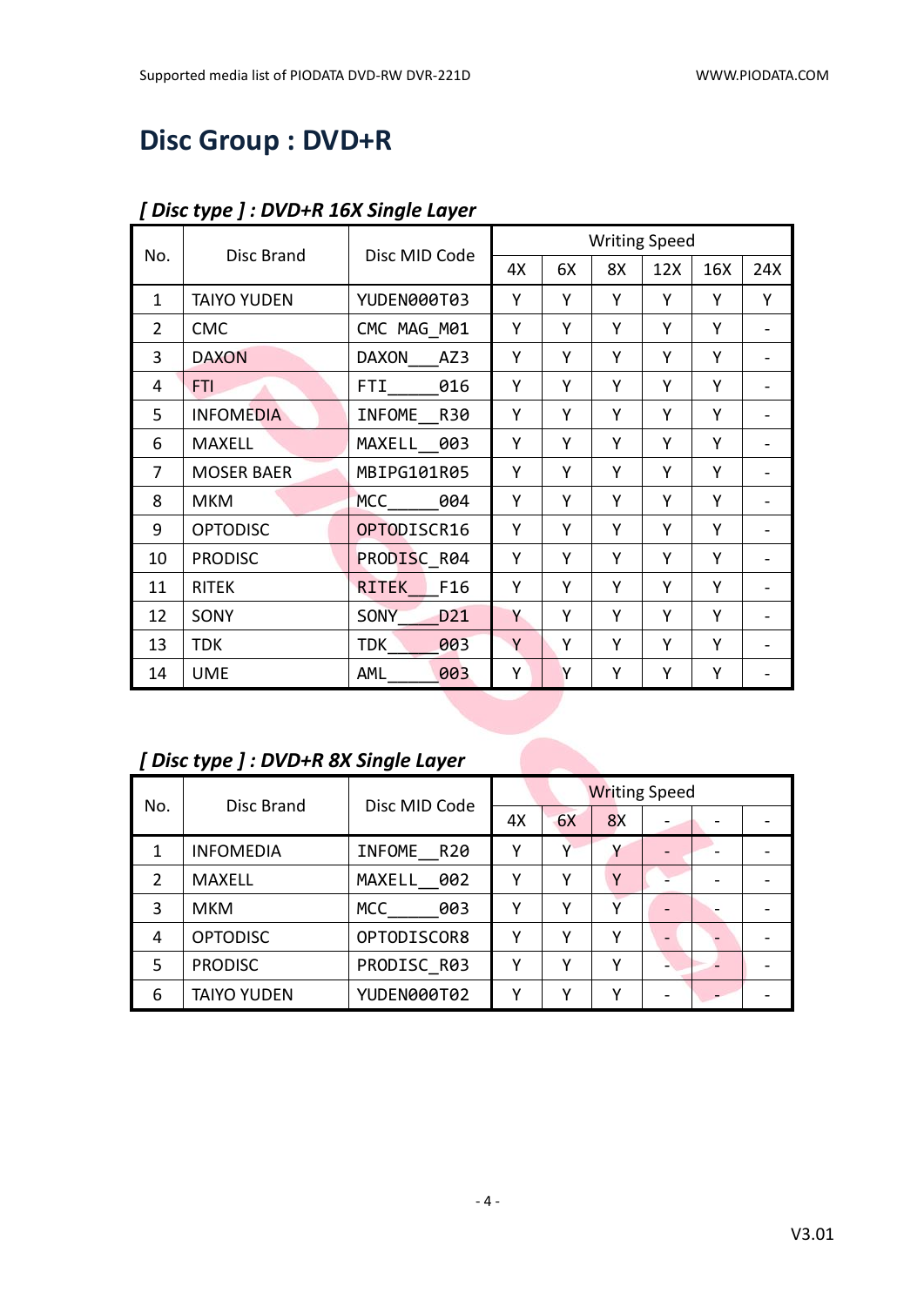# Disc Group : DVD+R

## *[ Disc type ] : DVD+R 16X Single Layer*

| No. | Disc Brand | Disc MID Code | Writing Speed | | | | | |
|---|---|---|---|---|---|---|---|---|
| | | | 4X | 6X | 8X | 12X | 16X | 24X |
| 1 | TAIYO YUDEN | YUDEN000T03 | Y | Y | Y | Y | Y | Y |
| 2 | CMC | CMC MAG_M01 | Y | Y | Y | Y | Y | - |
| 3 | DAXON | DAXON___AZ3 | Y | Y | Y | Y | Y | - |
| 4 | FTI | FTI_____016 | Y | Y | Y | Y | Y | - |
| 5 | INFOMEDIA | INFOME__R30 | Y | Y | Y | Y | Y | - |
| 6 | MAXELL | MAXELL__003 | Y | Y | Y | Y | Y | - |
| 7 | MOSER BAER | MBIPG101R05 | Y | Y | Y | Y | Y | - |
| 8 | MKM | MCC_____004 | Y | Y | Y | Y | Y | - |
| 9 | OPTODISC | OPTODISCR16 | Y | Y | Y | Y | Y | - |
| 10 | PRODISC | PRODISC_R04 | Y | Y | Y | Y | Y | - |
| 11 | RITEK | RITEK___F16 | Y | Y | Y | Y | Y | - |
| 12 | SONY | SONY____D21 | Y | Y | Y | Y | Y | - |
| 13 | TDK | TDK_____003 | Y | Y | Y | Y | Y | - |
| 14 | UME | AML_____003 | Y | Y | Y | Y | Y | - |

## *[ Disc type ] : DVD+R 8X Single Layer*

| No. | Disc Brand | Disc MID Code | Writing Speed | | | | | |
|---|---|---|---|---|---|---|---|---|
| | | | 4X | 6X | 8X | - | - | - |
| 1 | INFOMEDIA | INFOME__R20 | Y | Y | Y | - | - | - |
| 2 | MAXELL | MAXELL__002 | Y | Y | Y | - | - | - |
| 3 | MKM | MCC_____003 | Y | Y | Y | - | - | - |
| 4 | OPTODISC | OPTODISCOR8 | Y | Y | Y | - | - | - |
| 5 | PRODISC | PRODISC_R03 | Y | Y | Y | - | - | - |
| 6 | TAIYO YUDEN | YUDEN000T02 | Y | Y | Y | - | - | - |

V3.01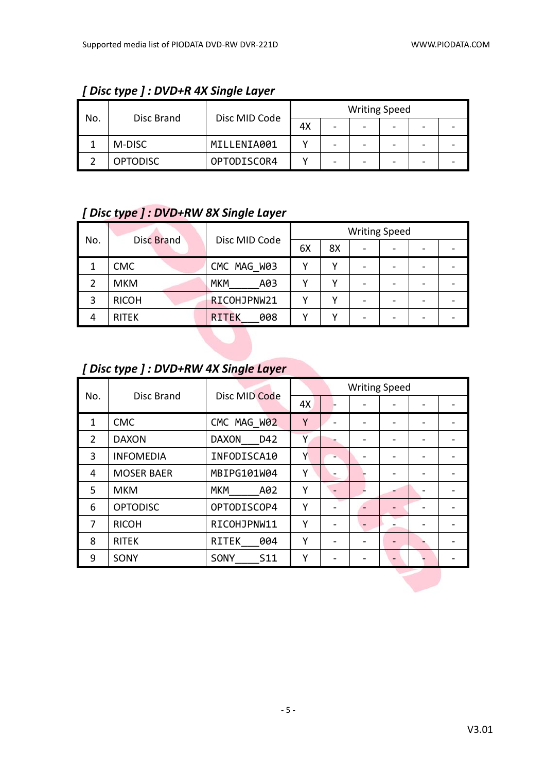### [ Disc type ] : DVD+R 4X Single Layer

| No. | Disc Brand | Disc MID Code | Writing Speed | | | | | |
|---|---|---|---|---|---|---|---|---|
| | | | 4X | - | - | - | - | - |
| 1 | M-DISC | MILLENIA001 | Y | - | - | - | - | - |
| 2 | OPTODISC | OPTODISCOR4 | Y | - | - | - | - | - |

### [ Disc type ] : DVD+RW 8X Single Layer

| No. | Disc Brand | Disc MID Code | Writing Speed | | | | | |
|---|---|---|---|---|---|---|---|---|
| | | | 6X | 8X | - | - | - | - |
| 1 | CMC | CMC MAG_W03 | Y | Y | - | - | - | - |
| 2 | MKM | MKM_____A03 | Y | Y | - | - | - | - |
| 3 | RICOH | RICOHJPNW21 | Y | Y | - | - | - | - |
| 4 | RITEK | RITEK___008 | Y | Y | - | - | - | - |

### [ Disc type ] : DVD+RW 4X Single Layer

| No. | Disc Brand | Disc MID Code | Writing Speed | | | | | |
|---|---|---|---|---|---|---|---|---|
| | | | 4X | - | - | - | - | - |
| 1 | CMC | CMC MAG_W02 | Y | - | - | - | - | - |
| 2 | DAXON | DAXON___D42 | Y | - | - | - | - | - |
| 3 | INFOMEDIA | INFODISCA10 | Y | - | - | - | - | - |
| 4 | MOSER BAER | MBIPG101W04 | Y | - | - | - | - | - |
| 5 | MKM | MKM_____A02 | Y | - | - | - | - | - |
| 6 | OPTODISC | OPTODISCOP4 | Y | - | - | - | - | - |
| 7 | RICOH | RICOHJPNW11 | Y | - | - | - | - | - |
| 8 | RITEK | RITEK___004 | Y | - | - | - | - | - |
| 9 | SONY | SONY____S11 | Y | - | - | - | - | - |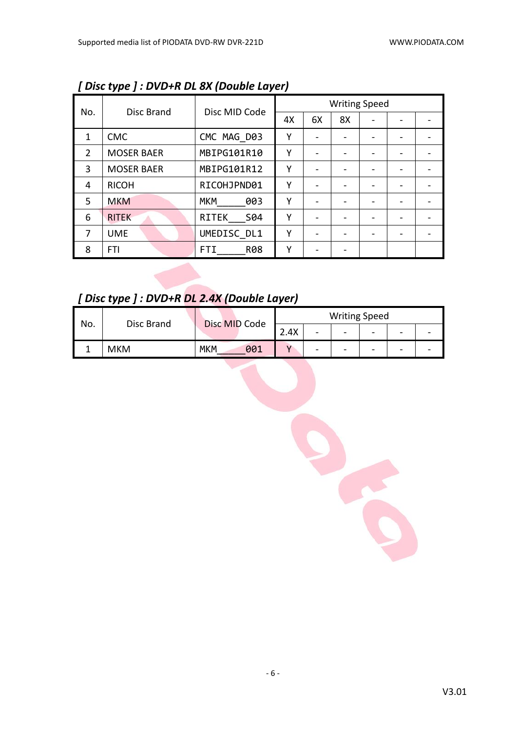### *[ Disc type ] : DVD+R DL 8X (Double Layer)*

| No. | Disc Brand | Disc MID Code | Writing Speed | | | | | |
|---|---|---|---|---|---|---|---|---|
| | | | 4X | 6X | 8X | - | - | - |
| 1 | CMC | CMC MAG_D03 | Y | - | - | - | - | - |
| 2 | MOSER BAER | MBIPG101R10 | Y | - | - | - | - | - |
| 3 | MOSER BAER | MBIPG101R12 | Y | - | - | - | - | - |
| 4 | RICOH | RICOHJPND01 | Y | - | - | - | - | - |
| 5 | MKM | MKM_____003 | Y | - | - | - | - | - |
| 6 | RITEK | RITEK___S04 | Y | - | - | - | - | - |
| 7 | UME | UMEDISC_DL1 | Y | - | - | - | - | - |
| 8 | FTI | FTI_____R08 | Y | - | - | | | |

### *[ Disc type ] : DVD+R DL 2.4X (Double Layer)*

| No. | Disc Brand | Disc MID Code | Writing Speed | | | | | |
|---|---|---|---|---|---|---|---|---|
| | | | 2.4X | - | - | - | - | - |
| 1 | MKM | MKM_____001 | Y | - | - | - | - | - |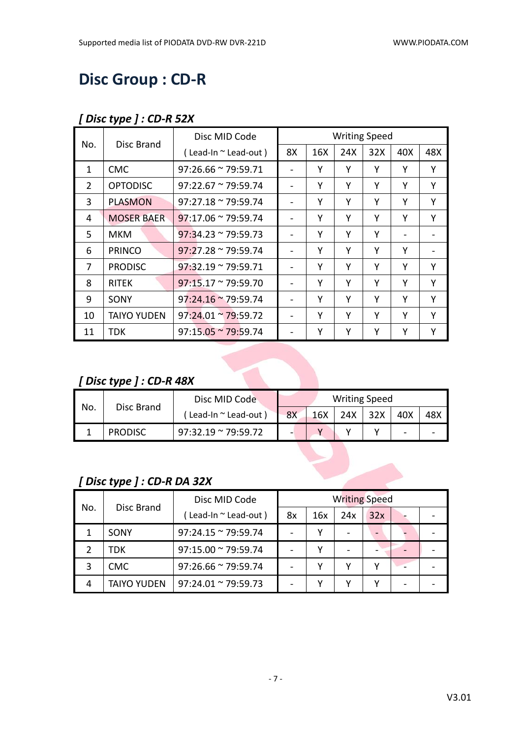# Disc Group : CD-R

### *[ Disc type ] : CD-R 52X*

| No. | Disc Brand | Disc MID Code | Writing Speed | | | | | |
|---|---|---|---|---|---|---|---|---|
| | | ( Lead-In ~ Lead-out ) | 8X | 16X | 24X | 32X | 40X | 48X |
| 1 | CMC | 97:26.66 ~ 79:59.71 | - | Y | Y | Y | Y | Y |
| 2 | OPTODISC | 97:22.67 ~ 79:59.74 | - | Y | Y | Y | Y | Y |
| 3 | PLASMON | 97:27.18 ~ 79:59.74 | - | Y | Y | Y | Y | Y |
| 4 | MOSER BAER | 97:17.06 ~ 79:59.74 | - | Y | Y | Y | Y | Y |
| 5 | MKM | 97:34.23 ~ 79:59.73 | - | Y | Y | Y | - | - |
| 6 | PRINCO | 97:27.28 ~ 79:59.74 | - | Y | Y | Y | Y | - |
| 7 | PRODISC | 97:32.19 ~ 79:59.71 | - | Y | Y | Y | Y | Y |
| 8 | RITEK | 97:15.17 ~ 79:59.70 | - | Y | Y | Y | Y | Y |
| 9 | SONY | 97:24.16 ~ 79:59.74 | - | Y | Y | Y | Y | Y |
| 10 | TAIYO YUDEN | 97:24.01 ~ 79:59.72 | - | Y | Y | Y | Y | Y |
| 11 | TDK | 97:15.05 ~ 79:59.74 | - | Y | Y | Y | Y | Y |

### *[ Disc type ] : CD-R 48X*

| No. | Disc Brand | Disc MID Code | Writing Speed | | | | | |
|---|---|---|---|---|---|---|---|---|
| | | ( Lead-In ~ Lead-out ) | 8X | 16X | 24X | 32X | 40X | 48X |
| 1 | PRODISC | 97:32.19 ~ 79:59.72 | - | Y | Y | Y | - | - |

### *[ Disc type ] : CD-R DA 32X*

| No. | Disc Brand | Disc MID Code | Writing Speed | | | | | |
|---|---|---|---|---|---|---|---|---|
| | | ( Lead-In ~ Lead-out ) | 8x | 16x | 24x | 32x | - | - |
| 1 | SONY | 97:24.15 ~ 79:59.74 | - | Y | - | - | - | - |
| 2 | TDK | 97:15.00 ~ 79:59.74 | - | Y | - | - | - | - |
| 3 | CMC | 97:26.66 ~ 79:59.74 | - | Y | Y | Y | - | - |
| 4 | TAIYO YUDEN | 97:24.01 ~ 79:59.73 | - | Y | Y | Y | - | - |

V3.01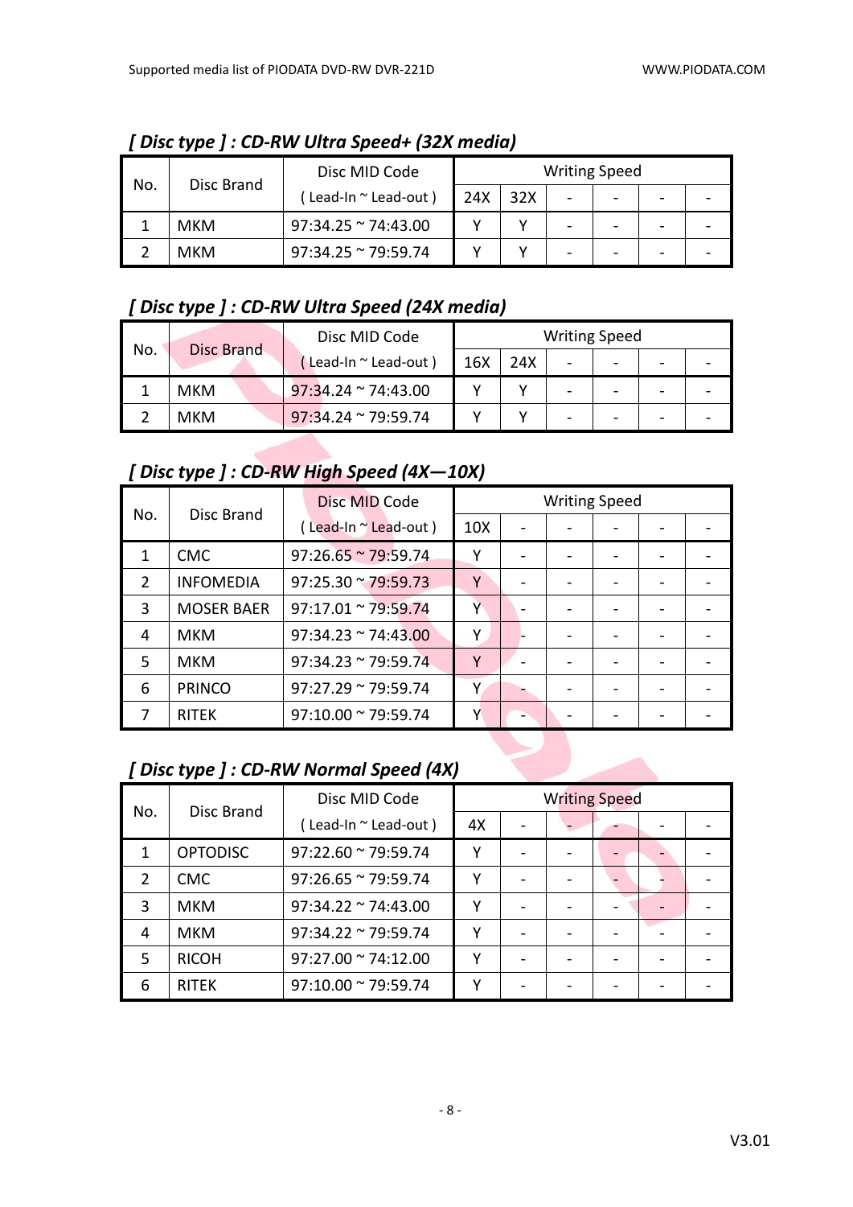### [ Disc type ] : CD-RW Ultra Speed+ (32X media)

| No. | Disc Brand | Disc MID Code ( Lead-In ~ Lead-out ) | Writing Speed | | | | | |
|---|---|---|---|---|---|---|---|---|
| | | | 24X | 32X | - | - | - | - |
| 1 | MKM | 97:34.25 ~ 74:43.00 | Y | Y | - | - | - | - |
| 2 | MKM | 97:34.25 ~ 79:59.74 | Y | Y | - | - | - | - |

### [ Disc type ] : CD-RW Ultra Speed (24X media)

| No. | Disc Brand | Disc MID Code ( Lead-In ~ Lead-out ) | Writing Speed | | | | | |
|---|---|---|---|---|---|---|---|---|
| | | | 16X | 24X | - | - | - | - |
| 1 | MKM | 97:34.24 ~ 74:43.00 | Y | Y | - | - | - | - |
| 2 | MKM | 97:34.24 ~ 79:59.74 | Y | Y | - | - | - | - |

### [ Disc type ] : CD-RW High Speed (4X—10X)

| No. | Disc Brand | Disc MID Code ( Lead-In ~ Lead-out ) | Writing Speed | | | | | |
|---|---|---|---|---|---|---|---|---|
| | | | 10X | - | - | - | - | - |
| 1 | CMC | 97:26.65 ~ 79:59.74 | Y | - | - | - | - | - |
| 2 | INFOMEDIA | 97:25.30 ~ 79:59.73 | Y | - | - | - | - | - |
| 3 | MOSER BAER | 97:17.01 ~ 79:59.74 | Y | - | - | - | - | - |
| 4 | MKM | 97:34.23 ~ 74:43.00 | Y | - | - | - | - | - |
| 5 | MKM | 97:34.23 ~ 79:59.74 | Y | - | - | - | - | - |
| 6 | PRINCO | 97:27.29 ~ 79:59.74 | Y | - | - | - | - | - |
| 7 | RITEK | 97:10.00 ~ 79:59.74 | Y | - | - | - | - | - |

### [ Disc type ] : CD-RW Normal Speed (4X)

| No. | Disc Brand | Disc MID Code ( Lead-In ~ Lead-out ) | Writing Speed | | | | | |
|---|---|---|---|---|---|---|---|---|
| | | | 4X | - | - | - | - | - |
| 1 | OPTODISC | 97:22.60 ~ 79:59.74 | Y | - | - | - | - | - |
| 2 | CMC | 97:26.65 ~ 79:59.74 | Y | - | - | - | - | - |
| 3 | MKM | 97:34.22 ~ 74:43.00 | Y | - | - | - | - | - |
| 4 | MKM | 97:34.22 ~ 79:59.74 | Y | - | - | - | - | - |
| 5 | RICOH | 97:27.00 ~ 74:12.00 | Y | - | - | - | - | - |
| 6 | RITEK | 97:10.00 ~ 79:59.74 | Y | - | - | - | - | - |

V3.01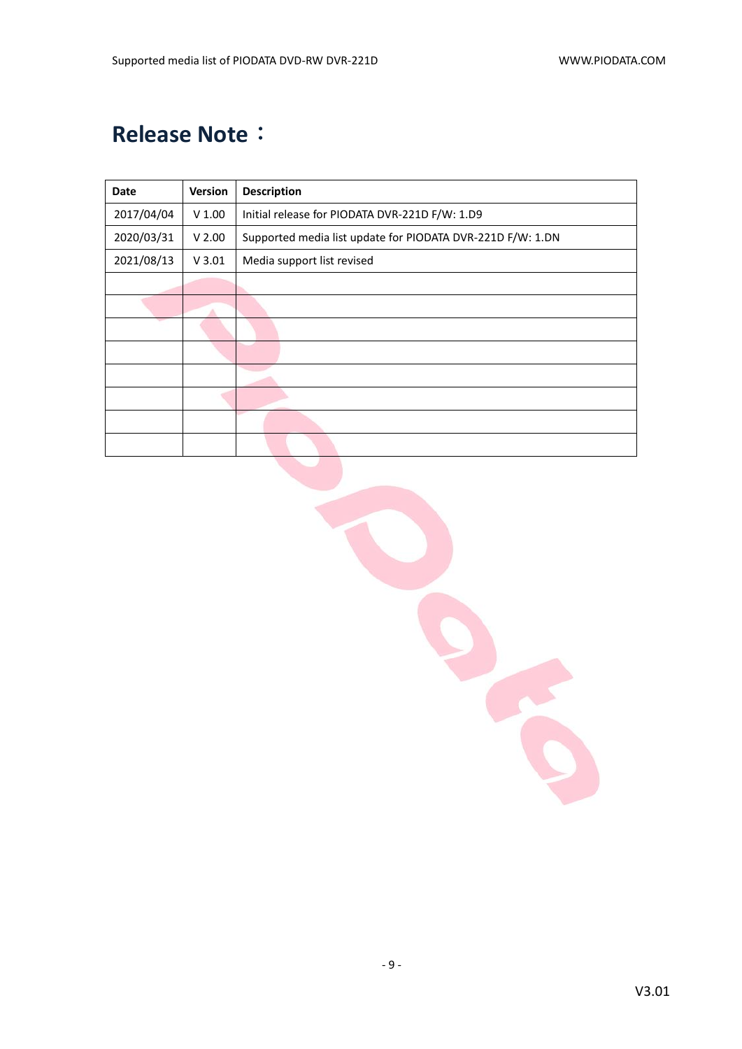# Release Note：

| Date | Version | Description |
|---|---|---|
| 2017/04/04 | V 1.00 | Initial release for PIODATA DVR-221D F/W: 1.D9 |
| 2020/03/31 | V 2.00 | Supported media list update for PIODATA DVR-221D F/W: 1.DN |
| 2021/08/13 | V 3.01 | Media support list revised |
| | | |
| | | |
| | | |
| | | |
| | | |
| | | |
| | | |
| | | |